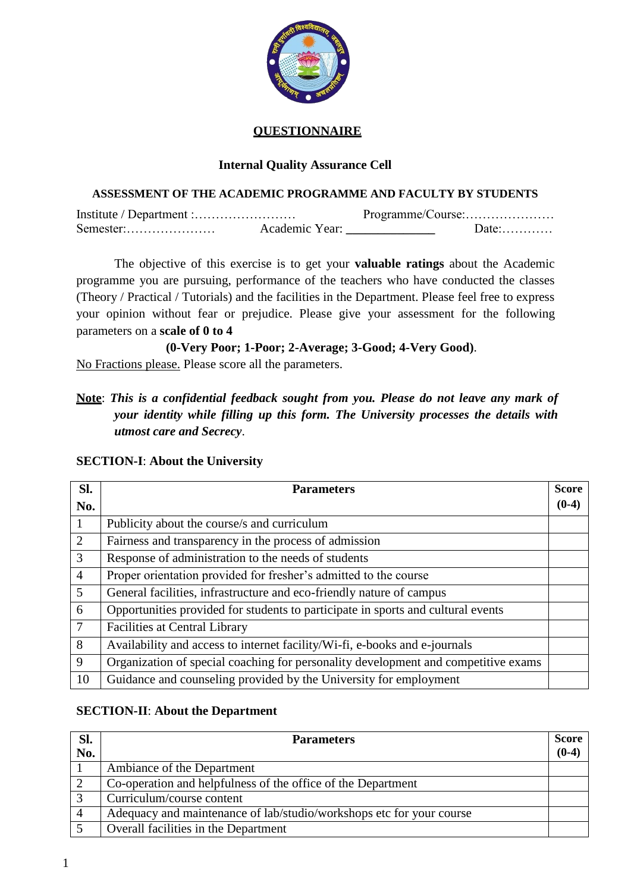# QUESTIONNAIRE

## Internal Quality Assurance Cell

### ASSESSMENT OF THE ACADEMIC PROGRAMME AND FACULTY BY STUDENTS

Institute / Department :…………………… Programme/Course:…………………
Semester:………………… Academic Year: _____________ Date:…………

The objective of this exercise is to get your **valuable ratings** about the Academic programme you are pursuing, performance of the teachers who have conducted the classes (Theory / Practical / Tutorials) and the facilities in the Department. Please feel free to express your opinion without fear or prejudice. Please give your assessment for the following parameters on a **scale of 0 to 4**

**(0-Very Poor; 1-Poor; 2-Average; 3-Good; 4-Very Good)**.

No Fractions please. Please score all the parameters.

**Note**: ***This is a confidential feedback sought from you. Please do not leave any mark of your identity while filling up this form. The University processes the details with utmost care and Secrecy***.

**SECTION-I**: **About the University**

| Sl. No. | Parameters | Score (0-4) |
|---|---|---|
| 1 | Publicity about the course/s and curriculum | |
| 2 | Fairness and transparency in the process of admission | |
| 3 | Response of administration to the needs of students | |
| 4 | Proper orientation provided for fresher's admitted to the course | |
| 5 | General facilities, infrastructure and eco-friendly nature of campus | |
| 6 | Opportunities provided for students to participate in sports and cultural events | |
| 7 | Facilities at Central Library | |
| 8 | Availability and access to internet facility/Wi-fi, e-books and e-journals | |
| 9 | Organization of special coaching for personality development and competitive exams | |
| 10 | Guidance and counseling provided by the University for employment | |

**SECTION-II**: **About the Department**

| Sl. No. | Parameters | Score (0-4) |
|---|---|---|
| 1 | Ambiance of the Department | |
| 2 | Co-operation and helpfulness of the office of the Department | |
| 3 | Curriculum/course content | |
| 4 | Adequacy and maintenance of lab/studio/workshops etc for your course | |
| 5 | Overall facilities in the Department | |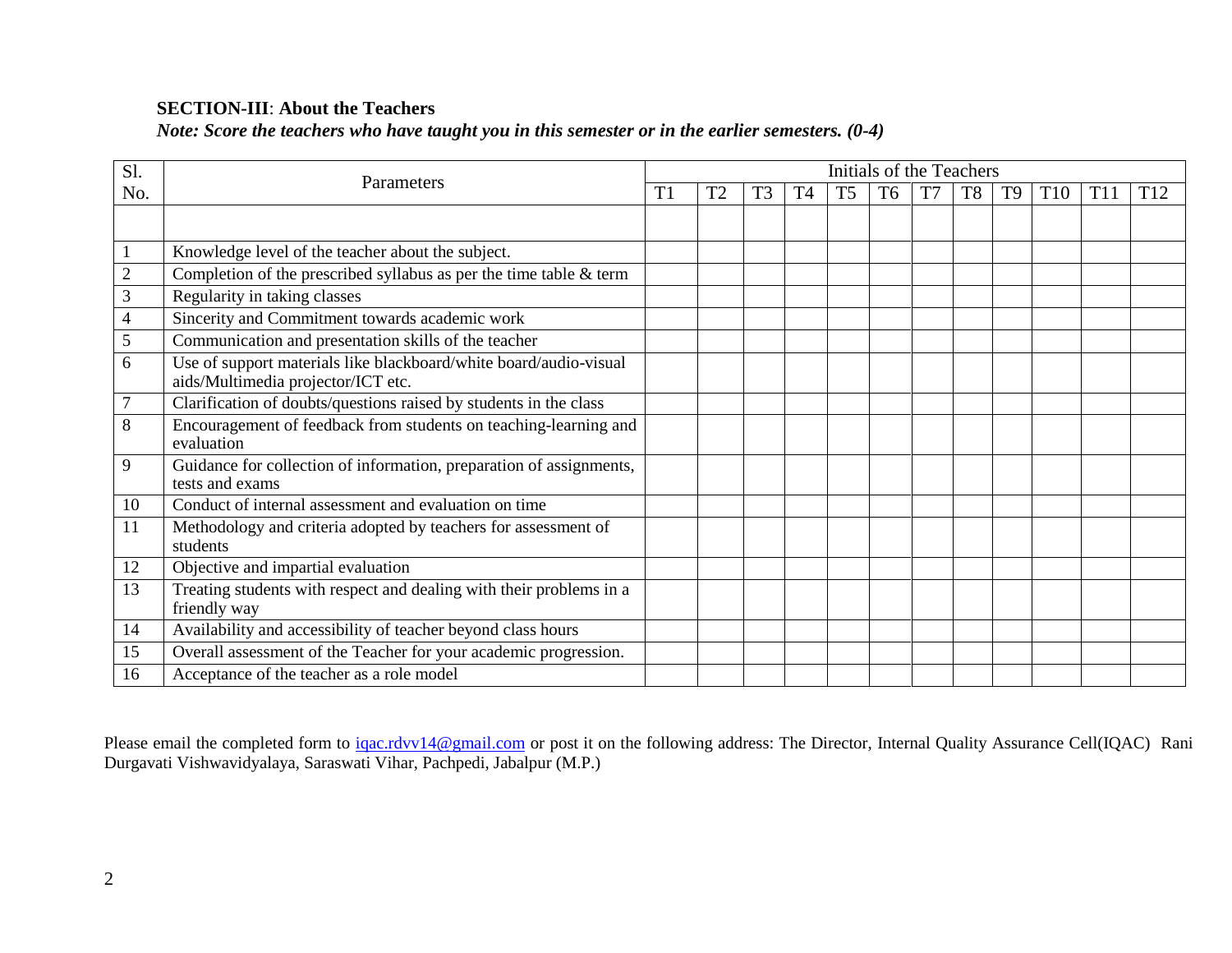**SECTION-III**: **About the Teachers**

***Note: Score the teachers who have taught you in this semester or in the earlier semesters. (0-4)***

| Sl. No. | Parameters | Initials of the Teachers | | | | | | | | | | | |
|---|---|---|---|---|---|---|---|---|---|---|---|---|---|
| | | T1 | T2 | T3 | T4 | T5 | T6 | T7 | T8 | T9 | T10 | T11 | T12 |
| | | | | | | | | | | | | | |
| 1 | Knowledge level of the teacher about the subject. | | | | | | | | | | | | |
| 2 | Completion of the prescribed syllabus as per the time table & term | | | | | | | | | | | | |
| 3 | Regularity in taking classes | | | | | | | | | | | | |
| 4 | Sincerity and Commitment towards academic work | | | | | | | | | | | | |
| 5 | Communication and presentation skills of the teacher | | | | | | | | | | | | |
| 6 | Use of support materials like blackboard/white board/audio-visual aids/Multimedia projector/ICT etc. | | | | | | | | | | | | |
| 7 | Clarification of doubts/questions raised by students in the class | | | | | | | | | | | | |
| 8 | Encouragement of feedback from students on teaching-learning and evaluation | | | | | | | | | | | | |
| 9 | Guidance for collection of information, preparation of assignments, tests and exams | | | | | | | | | | | | |
| 10 | Conduct of internal assessment and evaluation on time | | | | | | | | | | | | |
| 11 | Methodology and criteria adopted by teachers for assessment of students | | | | | | | | | | | | |
| 12 | Objective and impartial evaluation | | | | | | | | | | | | |
| 13 | Treating students with respect and dealing with their problems in a friendly way | | | | | | | | | | | | |
| 14 | Availability and accessibility of teacher beyond class hours | | | | | | | | | | | | |
| 15 | Overall assessment of the Teacher for your academic progression. | | | | | | | | | | | | |
| 16 | Acceptance of the teacher as a role model | | | | | | | | | | | | |

Please email the completed form to iqac.rdvv14@gmail.com or post it on the following address: The Director, Internal Quality Assurance Cell(IQAC) Rani Durgavati Vishwavidyalaya, Saraswati Vihar, Pachpedi, Jabalpur (M.P.)